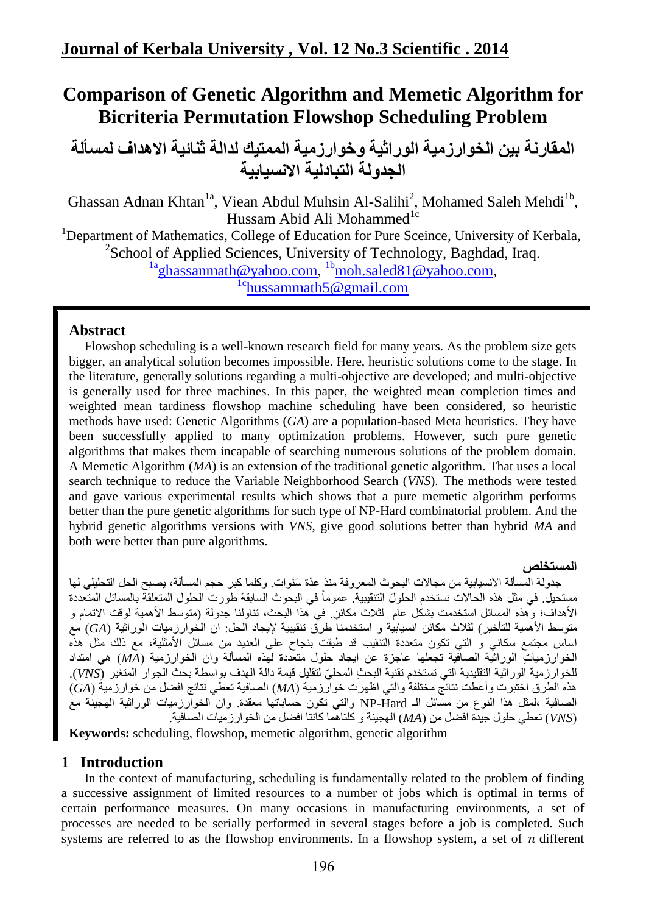# Comparison of Genetic Algorithm and Memetic Algorithm for Bicriteria Permutation Flowshop Scheduling Problem

# المقارنة بين الخوارزمية الوراثية وخوارزمية الممتيك لدالة ثنائية الاهداف لمسألة الجدولة التبادلية الانسيابية

Ghassan Adnan Khtan[1a], Viean Abdul Muhsin Al-Salihi[2], Mohamed Saleh Mehdi[1b], Hussam Abid Ali Mohammed[1c]

[1]Department of Mathematics, College of Education for Pure Sceince, University of Kerbala,
[2]School of Applied Sciences, University of Technology, Baghdad, Iraq.
[1a]ghassanmath@yahoo.com, [1b]moh.saled81@yahoo.com,
[1c]hussammath5@gmail.com

## Abstract

Flowshop scheduling is a well-known research field for many years. As the problem size gets bigger, an analytical solution becomes impossible. Here, heuristic solutions come to the stage. In the literature, generally solutions regarding a multi-objective are developed; and multi-objective is generally used for three machines. In this paper, the weighted mean completion times and weighted mean tardiness flowshop machine scheduling have been considered, so heuristic methods have used: Genetic Algorithms (*GA*) are a population-based Meta heuristics. They have been successfully applied to many optimization problems. However, such pure genetic algorithms that makes them incapable of searching numerous solutions of the problem domain. A Memetic Algorithm (*MA*) is an extension of the traditional genetic algorithm. That uses a local search technique to reduce the Variable Neighborhood Search (*VNS*). The methods were tested and gave various experimental results which shows that a pure memetic algorithm performs better than the pure genetic algorithms for such type of NP-Hard combinatorial problem. And the hybrid genetic algorithms versions with *VNS*, give good solutions better than hybrid *MA* and both were better than pure algorithms.

## المستخلص

جدولة المسألة الانسيابية من مجالات البحوث المعروفة منذ عدّة سَنَوات. وكلما كبر حجم المسألة، يصبح الحل التحليلي لها مستحيل. في مثل هذه الحالات نستخدم الحلول التنقيبية. عموماً في البحوث السابقة طورت الحلول المتعلقة بالمسائل المتعددة الأهداف؛ وهذه المسائل استخدمت بشكل عام لثلاث مكائن. في هذا البحث، تناولنا جدولة (متوسط الأهمية لوقت الاتمام و متوسط الأهمية للتأخير) لثلاث مكائن انسيابية و استخدمنا طرق تنقيبية لإيجاد الحل: ان الخوارزميات الوراثية (*GA*) مع اساس مجتمع سكاني و التي تكون متعددة التنقيب قد طبقت بنجاح على العديد من مسائل الأمثلية، مع ذلك مثل هذه الخوارزميات الوراثية الصافية تجعلها عاجزة عن ايجاد حلول متعددة لهذه المسألة وان الخوارزمية (*MA*) هي امتداد للخوارزمية الوراثية التقليدية التي تستخدم تقنية البحثِ المحليّ لتقليل قيمة دالة الهدف بواسطة بحث الجوار المتغير (*VNS*). هذه الطرق اختبرت وأعطت نتائج مختلفة والتي اظهرت خوارزمية (*MA*) الصافية تعطي نتائج افضل من خوارزمية (*GA*) الصافية ،لمثل هذا النوع من مسائل الـ NP-Hard والتي تكون حساباتها معقدة. وان الخوارزميات الوراثية الهجينة مع (*VNS*) تعطي حلول جيدة افضل من (*MA*) الهجينة و كلتاهما كانتا افضل من الخوارزميات الصافية.

**Keywords:** scheduling, flowshop, memetic algorithm, genetic algorithm

## 1 Introduction

In the context of manufacturing, scheduling is fundamentally related to the problem of finding a successive assignment of limited resources to a number of jobs which is optimal in terms of certain performance measures. On many occasions in manufacturing environments, a set of processes are needed to be serially performed in several stages before a job is completed. Such systems are referred to as the flowshop environments. In a flowshop system, a set of $n$ different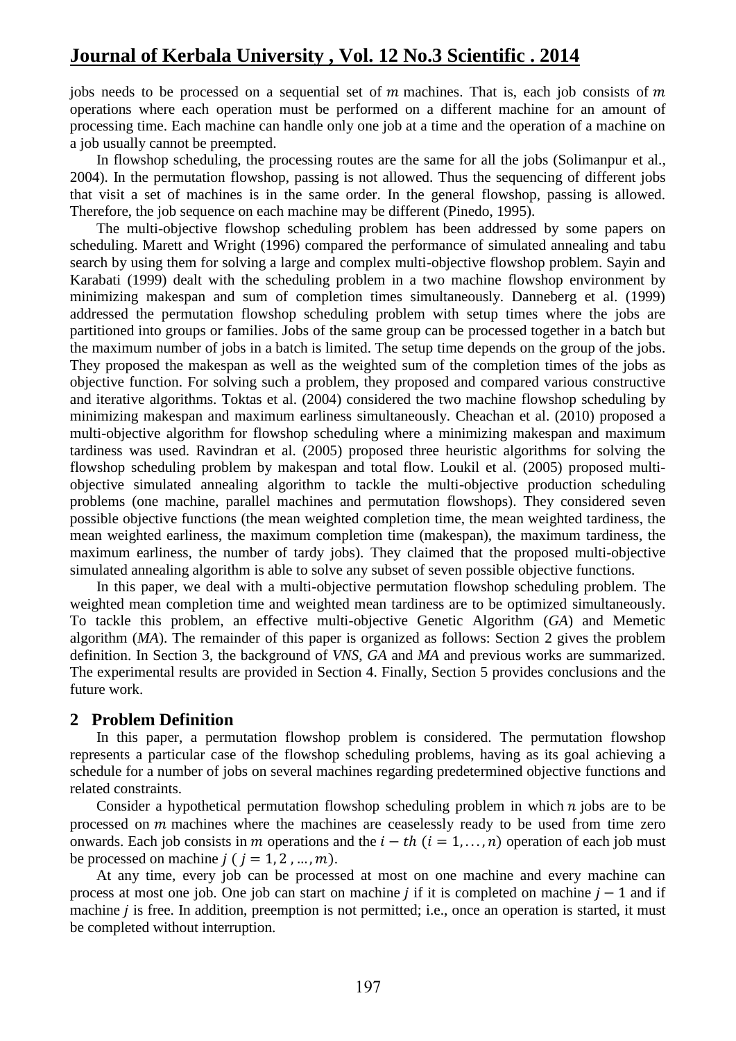jobs needs to be processed on a sequential set of $m$ machines. That is, each job consists of $m$ operations where each operation must be performed on a different machine for an amount of processing time. Each machine can handle only one job at a time and the operation of a machine on a job usually cannot be preempted.

In flowshop scheduling, the processing routes are the same for all the jobs (Solimanpur et al., 2004). In the permutation flowshop, passing is not allowed. Thus the sequencing of different jobs that visit a set of machines is in the same order. In the general flowshop, passing is allowed. Therefore, the job sequence on each machine may be different (Pinedo, 1995).

The multi-objective flowshop scheduling problem has been addressed by some papers on scheduling. Marett and Wright (1996) compared the performance of simulated annealing and tabu search by using them for solving a large and complex multi-objective flowshop problem. Sayin and Karabati (1999) dealt with the scheduling problem in a two machine flowshop environment by minimizing makespan and sum of completion times simultaneously. Danneberg et al. (1999) addressed the permutation flowshop scheduling problem with setup times where the jobs are partitioned into groups or families. Jobs of the same group can be processed together in a batch but the maximum number of jobs in a batch is limited. The setup time depends on the group of the jobs. They proposed the makespan as well as the weighted sum of the completion times of the jobs as objective function. For solving such a problem, they proposed and compared various constructive and iterative algorithms. Toktas et al. (2004) considered the two machine flowshop scheduling by minimizing makespan and maximum earliness simultaneously. Cheachan et al. (2010) proposed a multi-objective algorithm for flowshop scheduling where a minimizing makespan and maximum tardiness was used. Ravindran et al. (2005) proposed three heuristic algorithms for solving the flowshop scheduling problem by makespan and total flow. Loukil et al. (2005) proposed multi-objective simulated annealing algorithm to tackle the multi-objective production scheduling problems (one machine, parallel machines and permutation flowshops). They considered seven possible objective functions (the mean weighted completion time, the mean weighted tardiness, the mean weighted earliness, the maximum completion time (makespan), the maximum tardiness, the maximum earliness, the number of tardy jobs). They claimed that the proposed multi-objective simulated annealing algorithm is able to solve any subset of seven possible objective functions.

In this paper, we deal with a multi-objective permutation flowshop scheduling problem. The weighted mean completion time and weighted mean tardiness are to be optimized simultaneously. To tackle this problem, an effective multi-objective Genetic Algorithm (*GA*) and Memetic algorithm (*MA*). The remainder of this paper is organized as follows: Section 2 gives the problem definition. In Section 3, the background of *VNS*, *GA* and *MA* and previous works are summarized. The experimental results are provided in Section 4. Finally, Section 5 provides conclusions and the future work.

## 2 Problem Definition

In this paper, a permutation flowshop problem is considered. The permutation flowshop represents a particular case of the flowshop scheduling problems, having as its goal achieving a schedule for a number of jobs on several machines regarding predetermined objective functions and related constraints.

Consider a hypothetical permutation flowshop scheduling problem in which $n$ jobs are to be processed on $m$ machines where the machines are ceaselessly ready to be used from time zero onwards. Each job consists in $m$ operations and the $i-th$ $(i = 1, \dots, n)$ operation of each job must be processed on machine $j$ $(j = 1, 2, \dots, m)$.

At any time, every job can be processed at most on one machine and every machine can process at most one job. One job can start on machine $j$ if it is completed on machine $j-1$ and if machine $j$ is free. In addition, preemption is not permitted; i.e., once an operation is started, it must be completed without interruption.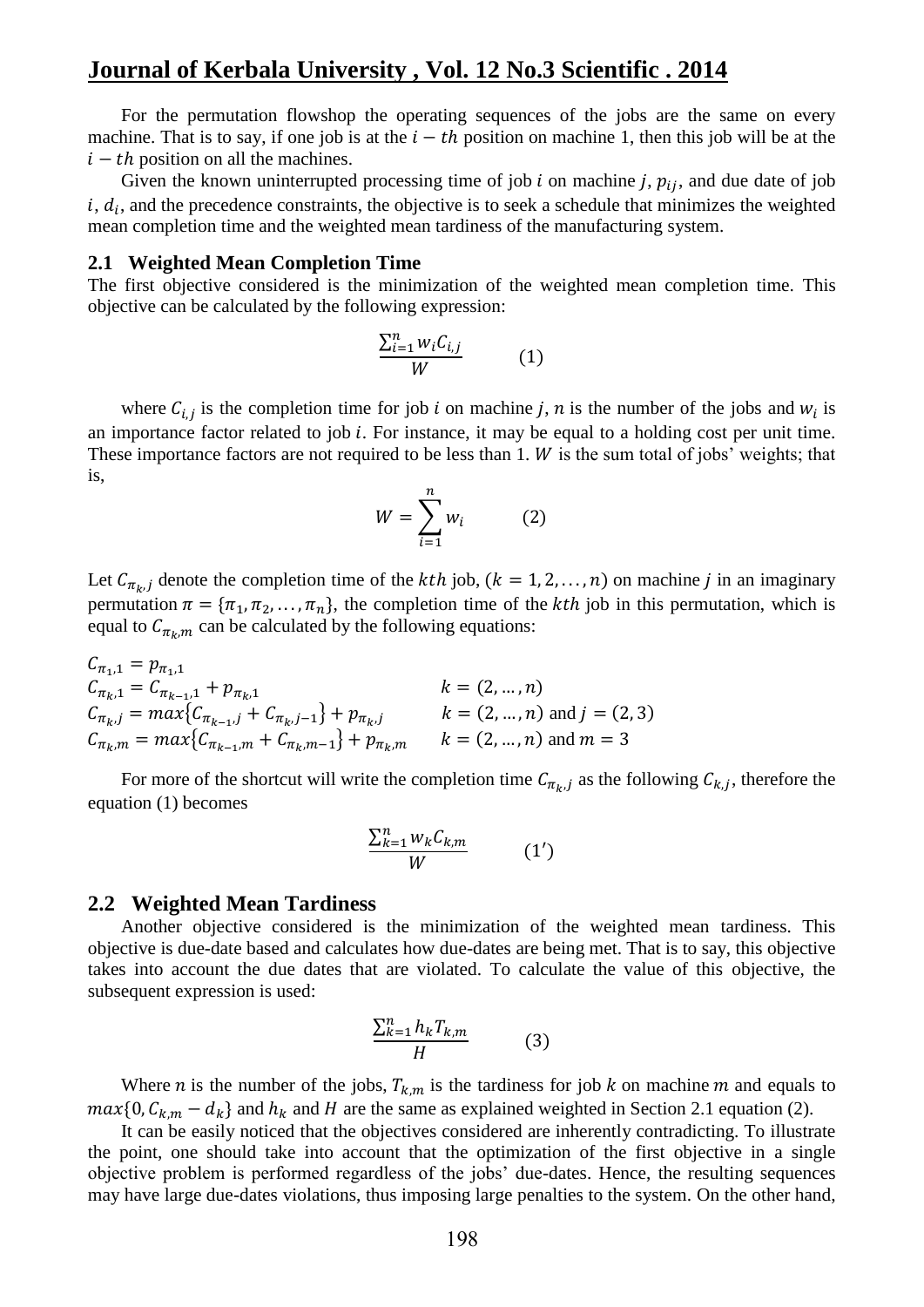For the permutation flowshop the operating sequences of the jobs are the same on every machine. That is to say, if one job is at the $i-th$ position on machine 1, then this job will be at the $i-th$ position on all the machines.

Given the known uninterrupted processing time of job $i$ on machine $j$, $p_{ij}$, and due date of job $i$, $d_i$, and the precedence constraints, the objective is to seek a schedule that minimizes the weighted mean completion time and the weighted mean tardiness of the manufacturing system.

### 2.1 Weighted Mean Completion Time

The first objective considered is the minimization of the weighted mean completion time. This objective can be calculated by the following expression:

$$\frac{\sum_{i=1}^{n} w_i C_{i,j}}{W} \qquad (1)$$

where $C_{i,j}$ is the completion time for job $i$ on machine $j$, $n$ is the number of the jobs and $w_i$ is an importance factor related to job $i$. For instance, it may be equal to a holding cost per unit time. These importance factors are not required to be less than 1. $W$ is the sum total of jobs' weights; that is,

$$W = \sum_{i=1}^{n} w_i \qquad (2)$$

Let $C_{\pi_k,j}$ denote the completion time of the $kth$ job, $(k = 1, 2, \dots, n)$ on machine $j$ in an imaginary permutation $\pi = \{\pi_1, \pi_2, \dots, \pi_n\}$, the completion time of the $kth$ job in this permutation, which is equal to $C_{\pi_k,m}$ can be calculated by the following equations:

$$C_{\pi_1,1} = p_{\pi_1,1}$$

$$C_{\pi_k,1} = C_{\pi_{k-1},1} + p_{\pi_k,1} \qquad k = (2, \dots, n)$$

$$C_{\pi_k,j} = max\{C_{\pi_{k-1},j} + C_{\pi_k,j-1}\} + p_{\pi_k,j} \qquad k = (2, \dots, n) \text{ and } j = (2, 3)$$

$$C_{\pi_k,m} = max\{C_{\pi_{k-1},m} + C_{\pi_k,m-1}\} + p_{\pi_k,m} \qquad k = (2, \dots, n) \text{ and } m = 3$$

For more of the shortcut will write the completion time $C_{\pi_k,j}$ as the following $C_{k,j}$, therefore the equation (1) becomes

$$\frac{\sum_{k=1}^{n} w_k C_{k,m}}{W} \qquad (1')$$

### 2.2 Weighted Mean Tardiness

Another objective considered is the minimization of the weighted mean tardiness. This objective is due-date based and calculates how due-dates are being met. That is to say, this objective takes into account the due dates that are violated. To calculate the value of this objective, the subsequent expression is used:

$$\frac{\sum_{k=1}^{n} h_k T_{k,m}}{H} \qquad (3)$$

Where $n$ is the number of the jobs, $T_{k,m}$ is the tardiness for job $k$ on machine $m$ and equals to $max\{0, C_{k,m} - d_k\}$ and $h_k$ and $H$ are the same as explained weighted in Section 2.1 equation (2).

It can be easily noticed that the objectives considered are inherently contradicting. To illustrate the point, one should take into account that the optimization of the first objective in a single objective problem is performed regardless of the jobs' due-dates. Hence, the resulting sequences may have large due-dates violations, thus imposing large penalties to the system. On the other hand,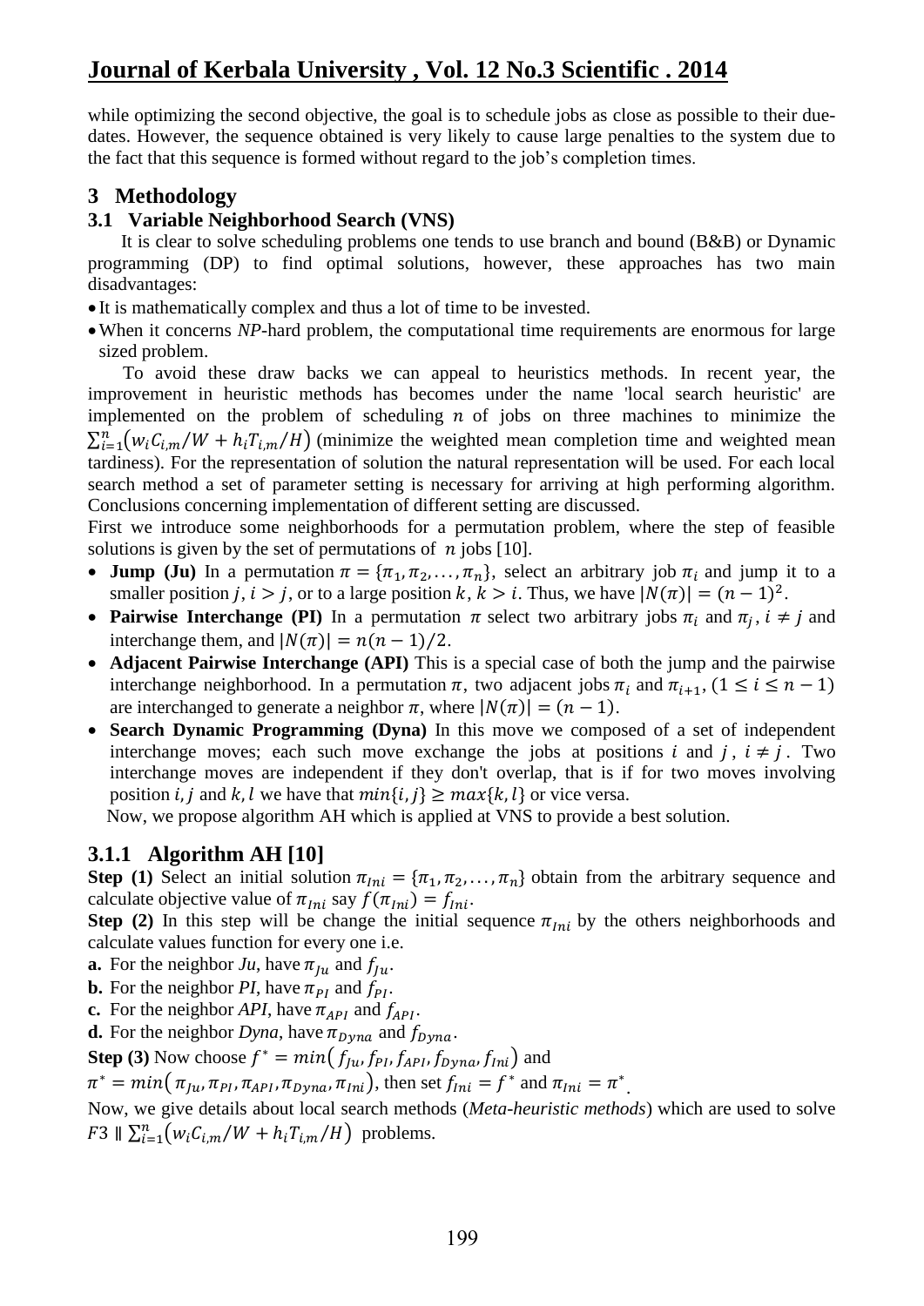while optimizing the second objective, the goal is to schedule jobs as close as possible to their due-dates. However, the sequence obtained is very likely to cause large penalties to the system due to the fact that this sequence is formed without regard to the job's completion times.

## 3 Methodology

### 3.1 Variable Neighborhood Search (VNS)

It is clear to solve scheduling problems one tends to use branch and bound (B&B) or Dynamic programming (DP) to find optimal solutions, however, these approaches has two main disadvantages:

- It is mathematically complex and thus a lot of time to be invested.
- When it concerns *NP*-hard problem, the computational time requirements are enormous for large sized problem.

To avoid these draw backs we can appeal to heuristics methods. In recent year, the improvement in heuristic methods has becomes under the name 'local search heuristic' are implemented on the problem of scheduling $n$ of jobs on three machines to minimize the $\sum_{i=1}^{n}\left(w_i C_{i,m}/W + h_i T_{i,m}/H\right)$ (minimize the weighted mean completion time and weighted mean tardiness). For the representation of solution the natural representation will be used. For each local search method a set of parameter setting is necessary for arriving at high performing algorithm. Conclusions concerning implementation of different setting are discussed.

First we introduce some neighborhoods for a permutation problem, where the step of feasible solutions is given by the set of permutations of $n$ jobs [10].

- **Jump (Ju)** In a permutation $\pi = \{\pi_1, \pi_2, \ldots, \pi_n\}$, select an arbitrary job $\pi_i$ and jump it to a smaller position $j$, $i > j$, or to a large position $k$, $k > i$. Thus, we have $|N(\pi)| = (n-1)^2$.
- **Pairwise Interchange (PI)** In a permutation $\pi$ select two arbitrary jobs $\pi_i$ and $\pi_j$, $i \neq j$ and interchange them, and $|N(\pi)| = n(n-1)/2$.
- **Adjacent Pairwise Interchange (API)** This is a special case of both the jump and the pairwise interchange neighborhood. In a permutation $\pi$, two adjacent jobs $\pi_i$ and $\pi_{i+1}$, $(1 \leq i \leq n-1)$ are interchanged to generate a neighbor $\pi$, where $|N(\pi)| = (n-1)$.
- **Search Dynamic Programming (Dyna)** In this move we composed of a set of independent interchange moves; each such move exchange the jobs at positions $i$ and $j$, $i \neq j$. Two interchange moves are independent if they don't overlap, that is if for two moves involving position $i, j$ and $k, l$ we have that $min\{i, j\} \geq max\{k, l\}$ or vice versa.

Now, we propose algorithm AH which is applied at VNS to provide a best solution.

#### 3.1.1 Algorithm AH [10]

**Step (1)** Select an initial solution $\pi_{Ini} = \{\pi_1, \pi_2, \ldots, \pi_n\}$ obtain from the arbitrary sequence and calculate objective value of $\pi_{Ini}$ say $f(\pi_{Ini}) = f_{Ini}$.

**Step (2)** In this step will be change the initial sequence $\pi_{Ini}$ by the others neighborhoods and calculate values function for every one i.e.

**a.** For the neighbor *Ju*, have $\pi_{Ju}$ and $f_{Ju}$.

**b.** For the neighbor *PI*, have $\pi_{PI}$ and $f_{PI}$.

**c.** For the neighbor *API*, have $\pi_{API}$ and $f_{API}$.

**d.** For the neighbor *Dyna*, have $\pi_{Dyna}$ and $f_{Dyna}$.

**Step (3)** Now choose $f^* = min\left(f_{Ju}, f_{PI}, f_{API}, f_{Dyna}, f_{Ini}\right)$ and $\pi^* = min\left(\pi_{Ju}, \pi_{PI}, \pi_{API}, \pi_{Dyna}, \pi_{Ini}\right)$, then set $f_{Ini} = f^*$ and $\pi_{Ini} = \pi^*$.

Now, we give details about local search methods (*Meta-heuristic methods*) which are used to solve $F3 \parallel \sum_{i=1}^{n}\left(w_i C_{i,m}/W + h_i T_{i,m}/H\right)$ problems.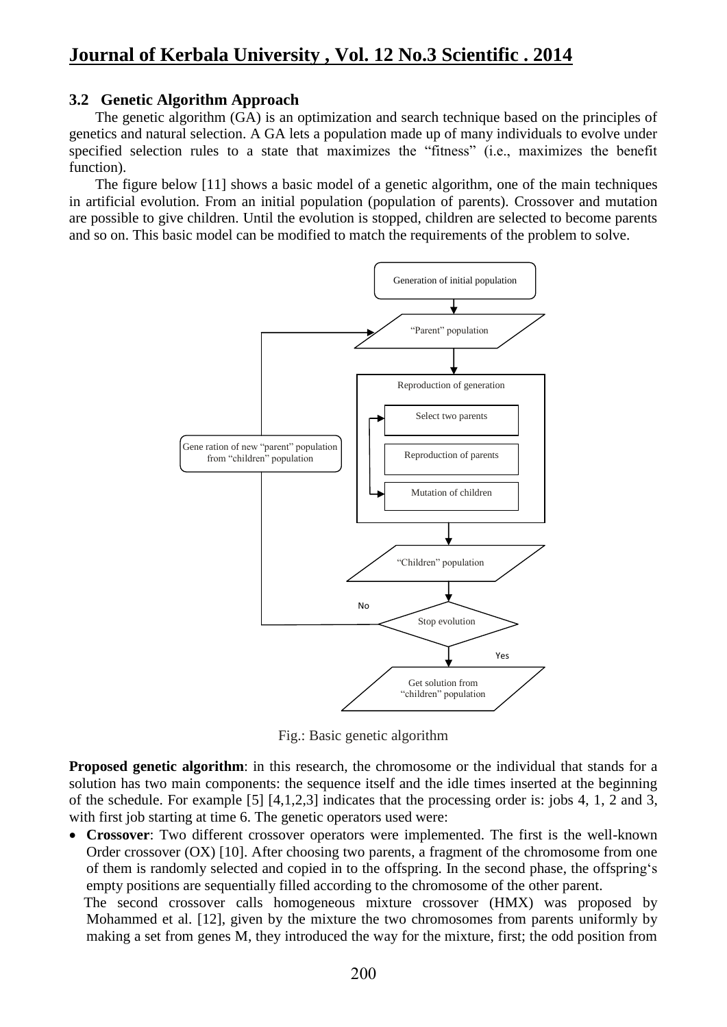### 3.2 Genetic Algorithm Approach

The genetic algorithm (GA) is an optimization and search technique based on the principles of genetics and natural selection. A GA lets a population made up of many individuals to evolve under specified selection rules to a state that maximizes the "fitness" (i.e., maximizes the benefit function).

The figure below [11] shows a basic model of a genetic algorithm, one of the main techniques in artificial evolution. From an initial population (population of parents). Crossover and mutation are possible to give children. Until the evolution is stopped, children are selected to become parents and so on. This basic model can be modified to match the requirements of the problem to solve.

Generation of initial population

"Parent" population

Reproduction of generation

Select two parents

Reproduction of parents

Mutation of children

Gene ration of new "parent" population from "children" population

"Children" population

Stop evolution

No

Yes

Get solution from "children" population

Fig.: Basic genetic algorithm

**Proposed genetic algorithm**: in this research, the chromosome or the individual that stands for a solution has two main components: the sequence itself and the idle times inserted at the beginning of the schedule. For example [5] [4,1,2,3] indicates that the processing order is: jobs 4, 1, 2 and 3, with first job starting at time 6. The genetic operators used were:

- **Crossover**: Two different crossover operators were implemented. The first is the well-known Order crossover (OX) [10]. After choosing two parents, a fragment of the chromosome from one of them is randomly selected and copied in to the offspring. In the second phase, the offspring's empty positions are sequentially filled according to the chromosome of the other parent.

  The second crossover calls homogeneous mixture crossover (HMX) was proposed by Mohammed et al. [12], given by the mixture the two chromosomes from parents uniformly by making a set from genes M, they introduced the way for the mixture, first; the odd position from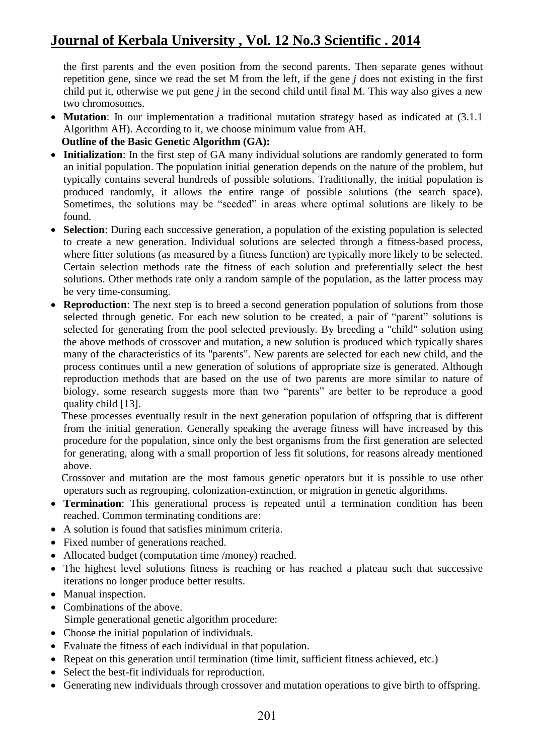the first parents and the even position from the second parents. Then separate genes without repetition gene, since we read the set M from the left, if the gene *j* does not existing in the first child put it, otherwise we put gene *j* in the second child until final M. This way also gives a new two chromosomes.

- **Mutation**: In our implementation a traditional mutation strategy based as indicated at (3.1.1 Algorithm AH). According to it, we choose minimum value from AH.

**Outline of the Basic Genetic Algorithm (GA):**

- **Initialization**: In the first step of GA many individual solutions are randomly generated to form an initial population. The population initial generation depends on the nature of the problem, but typically contains several hundreds of possible solutions. Traditionally, the initial population is produced randomly, it allows the entire range of possible solutions (the search space). Sometimes, the solutions may be "seeded" in areas where optimal solutions are likely to be found.
- **Selection**: During each successive generation, a population of the existing population is selected to create a new generation. Individual solutions are selected through a fitness-based process, where fitter solutions (as measured by a fitness function) are typically more likely to be selected. Certain selection methods rate the fitness of each solution and preferentially select the best solutions. Other methods rate only a random sample of the population, as the latter process may be very time-consuming.
- **Reproduction**: The next step is to breed a second generation population of solutions from those selected through genetic. For each new solution to be created, a pair of "parent" solutions is selected for generating from the pool selected previously. By breeding a "child" solution using the above methods of crossover and mutation, a new solution is produced which typically shares many of the characteristics of its "parents". New parents are selected for each new child, and the process continues until a new generation of solutions of appropriate size is generated. Although reproduction methods that are based on the use of two parents are more similar to nature of biology, some research suggests more than two "parents" are better to be reproduce a good quality child [13].

  These processes eventually result in the next generation population of offspring that is different from the initial generation. Generally speaking the average fitness will have increased by this procedure for the population, since only the best organisms from the first generation are selected for generating, along with a small proportion of less fit solutions, for reasons already mentioned above.

  Crossover and mutation are the most famous genetic operators but it is possible to use other operators such as regrouping, colonization-extinction, or migration in genetic algorithms.

- **Termination**: This generational process is repeated until a termination condition has been reached. Common terminating conditions are:
- A solution is found that satisfies minimum criteria.
- Fixed number of generations reached.
- Allocated budget (computation time /money) reached.
- The highest level solutions fitness is reaching or has reached a plateau such that successive iterations no longer produce better results.
- Manual inspection.
- Combinations of the above.

Simple generational genetic algorithm procedure:

- Choose the initial population of individuals.
- Evaluate the fitness of each individual in that population.
- Repeat on this generation until termination (time limit, sufficient fitness achieved, etc.)
- Select the best-fit individuals for reproduction.
- Generating new individuals through crossover and mutation operations to give birth to offspring.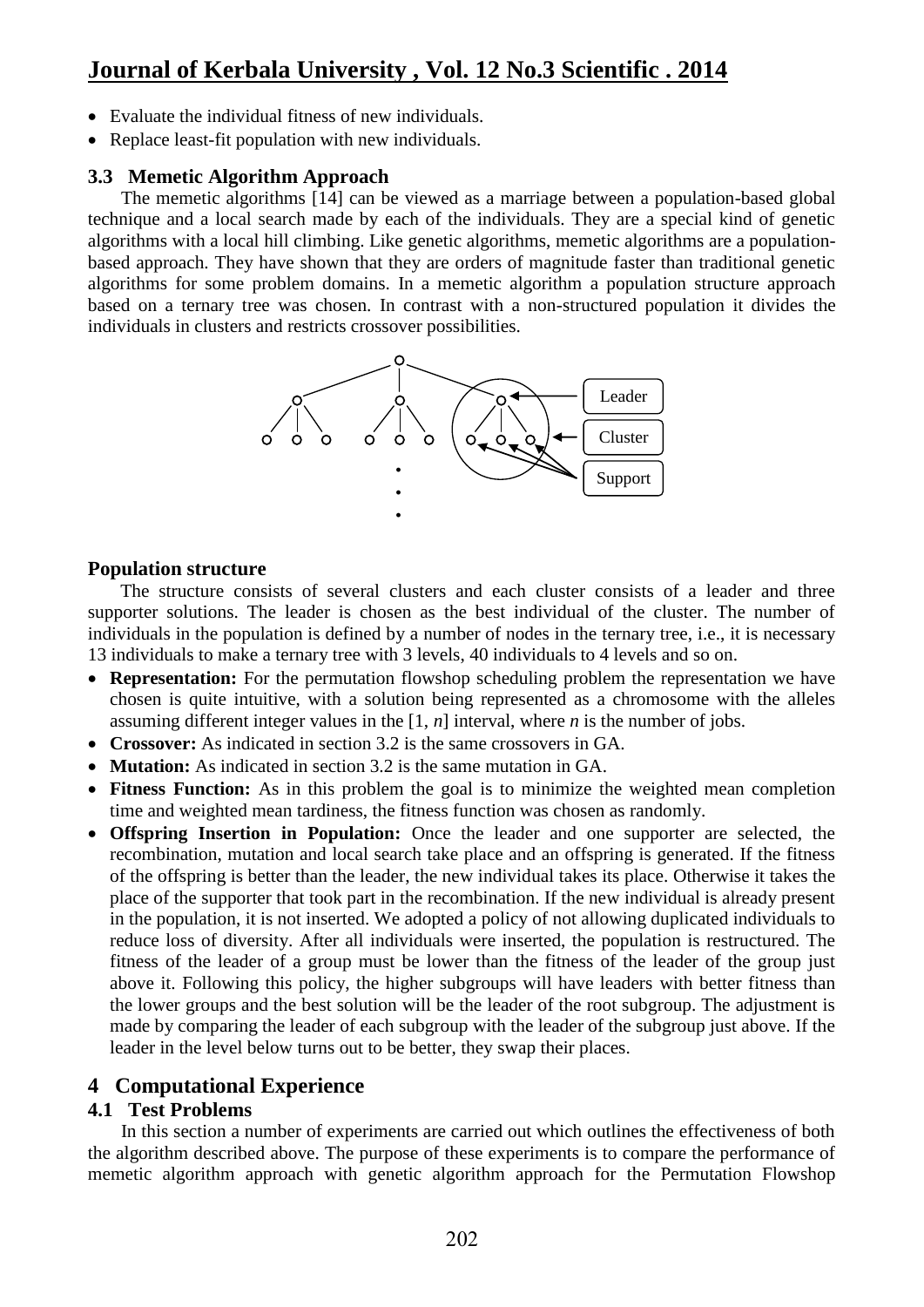- Evaluate the individual fitness of new individuals.
- Replace least-fit population with new individuals.

### 3.3 Memetic Algorithm Approach

The memetic algorithms [14] can be viewed as a marriage between a population-based global technique and a local search made by each of the individuals. They are a special kind of genetic algorithms with a local hill climbing. Like genetic algorithms, memetic algorithms are a population-based approach. They have shown that they are orders of magnitude faster than traditional genetic algorithms for some problem domains. In a memetic algorithm a population structure approach based on a ternary tree was chosen. In contrast with a non-structured population it divides the individuals in clusters and restricts crossover possibilities.

**Population structure**

The structure consists of several clusters and each cluster consists of a leader and three supporter solutions. The leader is chosen as the best individual of the cluster. The number of individuals in the population is defined by a number of nodes in the ternary tree, i.e., it is necessary 13 individuals to make a ternary tree with 3 levels, 40 individuals to 4 levels and so on.

- **Representation:** For the permutation flowshop scheduling problem the representation we have chosen is quite intuitive, with a solution being represented as a chromosome with the alleles assuming different integer values in the $[1, n]$ interval, where $n$ is the number of jobs.
- **Crossover:** As indicated in section 3.2 is the same crossovers in GA.
- **Mutation:** As indicated in section 3.2 is the same mutation in GA.
- **Fitness Function:** As in this problem the goal is to minimize the weighted mean completion time and weighted mean tardiness, the fitness function was chosen as randomly.
- **Offspring Insertion in Population:** Once the leader and one supporter are selected, the recombination, mutation and local search take place and an offspring is generated. If the fitness of the offspring is better than the leader, the new individual takes its place. Otherwise it takes the place of the supporter that took part in the recombination. If the new individual is already present in the population, it is not inserted. We adopted a policy of not allowing duplicated individuals to reduce loss of diversity. After all individuals were inserted, the population is restructured. The fitness of the leader of a group must be lower than the fitness of the leader of the group just above it. Following this policy, the higher subgroups will have leaders with better fitness than the lower groups and the best solution will be the leader of the root subgroup. The adjustment is made by comparing the leader of each subgroup with the leader of the subgroup just above. If the leader in the level below turns out to be better, they swap their places.

## 4 Computational Experience

### 4.1 Test Problems

In this section a number of experiments are carried out which outlines the effectiveness of both the algorithm described above. The purpose of these experiments is to compare the performance of memetic algorithm approach with genetic algorithm approach for the Permutation Flowshop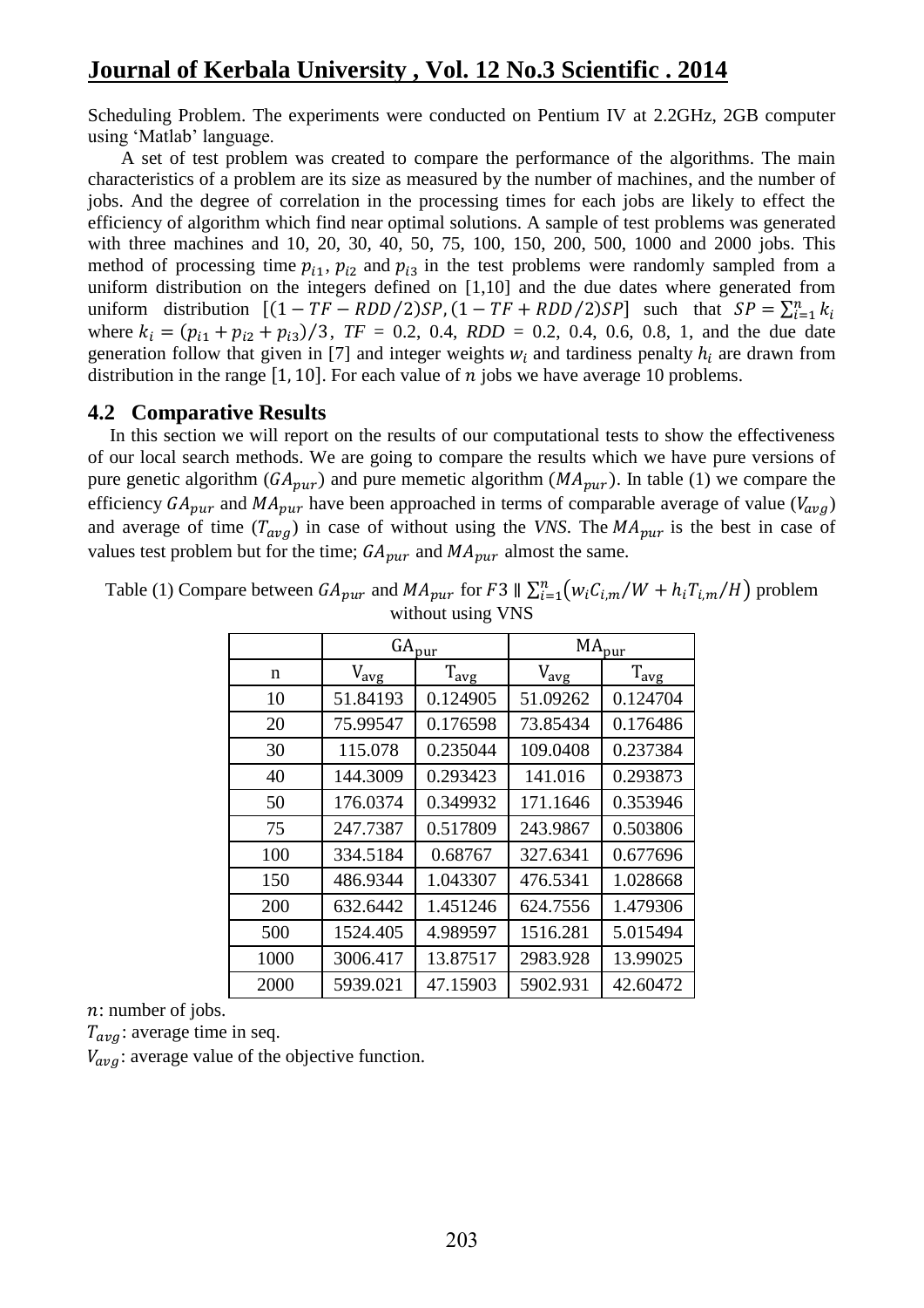Scheduling Problem. The experiments were conducted on Pentium IV at 2.2GHz, 2GB computer using 'Matlab' language.

A set of test problem was created to compare the performance of the algorithms. The main characteristics of a problem are its size as measured by the number of machines, and the number of jobs. And the degree of correlation in the processing times for each jobs are likely to effect the efficiency of algorithm which find near optimal solutions. A sample of test problems was generated with three machines and 10, 20, 30, 40, 50, 75, 100, 150, 200, 500, 1000 and 2000 jobs. This method of processing time $p_{i1}$, $p_{i2}$ and $p_{i3}$ in the test problems were randomly sampled from a uniform distribution on the integers defined on [1,10] and the due dates where generated from uniform distribution $[(1 - TF - RDD/2)SP, (1 - TF + RDD/2)SP]$ such that $SP = \sum_{i=1}^{n} k_i$ where $k_i = (p_{i1} + p_{i2} + p_{i3})/3$, *TF* = 0.2, 0.4, *RDD* = 0.2, 0.4, 0.6, 0.8, 1, and the due date generation follow that given in [7] and integer weights $w_i$ and tardiness penalty $h_i$ are drawn from distribution in the range $[1, 10]$. For each value of $n$ jobs we have average 10 problems.

### 4.2 Comparative Results

In this section we will report on the results of our computational tests to show the effectiveness of our local search methods. We are going to compare the results which we have pure versions of pure genetic algorithm ($GA_{pur}$) and pure memetic algorithm ($MA_{pur}$). In table (1) we compare the efficiency $GA_{pur}$ and $MA_{pur}$ have been approached in terms of comparable average of value ($V_{avg}$) and average of time ($T_{avg}$) in case of without using the *VNS*. The $MA_{pur}$ is the best in case of values test problem but for the time; $GA_{pur}$ and $MA_{pur}$ almost the same.

Table (1) Compare between $GA_{pur}$ and $MA_{pur}$ for $F3 \parallel \sum_{i=1}^{n}(w_i C_{i,m}/W + h_i T_{i,m}/H)$ problem without using VNS

| | $GA_{pur}$ | | $MA_{pur}$ | |
|---|---|---|---|---|
| n | $V_{avg}$ | $T_{avg}$ | $V_{avg}$ | $T_{avg}$ |
| 10 | 51.84193 | 0.124905 | 51.09262 | 0.124704 |
| 20 | 75.99547 | 0.176598 | 73.85434 | 0.176486 |
| 30 | 115.078 | 0.235044 | 109.0408 | 0.237384 |
| 40 | 144.3009 | 0.293423 | 141.016 | 0.293873 |
| 50 | 176.0374 | 0.349932 | 171.1646 | 0.353946 |
| 75 | 247.7387 | 0.517809 | 243.9867 | 0.503806 |
| 100 | 334.5184 | 0.68767 | 327.6341 | 0.677696 |
| 150 | 486.9344 | 1.043307 | 476.5341 | 1.028668 |
| 200 | 632.6442 | 1.451246 | 624.7556 | 1.479306 |
| 500 | 1524.405 | 4.989597 | 1516.281 | 5.015494 |
| 1000 | 3006.417 | 13.87517 | 2983.928 | 13.99025 |
| 2000 | 5939.021 | 47.15903 | 5902.931 | 42.60472 |

$n$: number of jobs.

$T_{avg}$: average time in seq.

$V_{avg}$: average value of the objective function.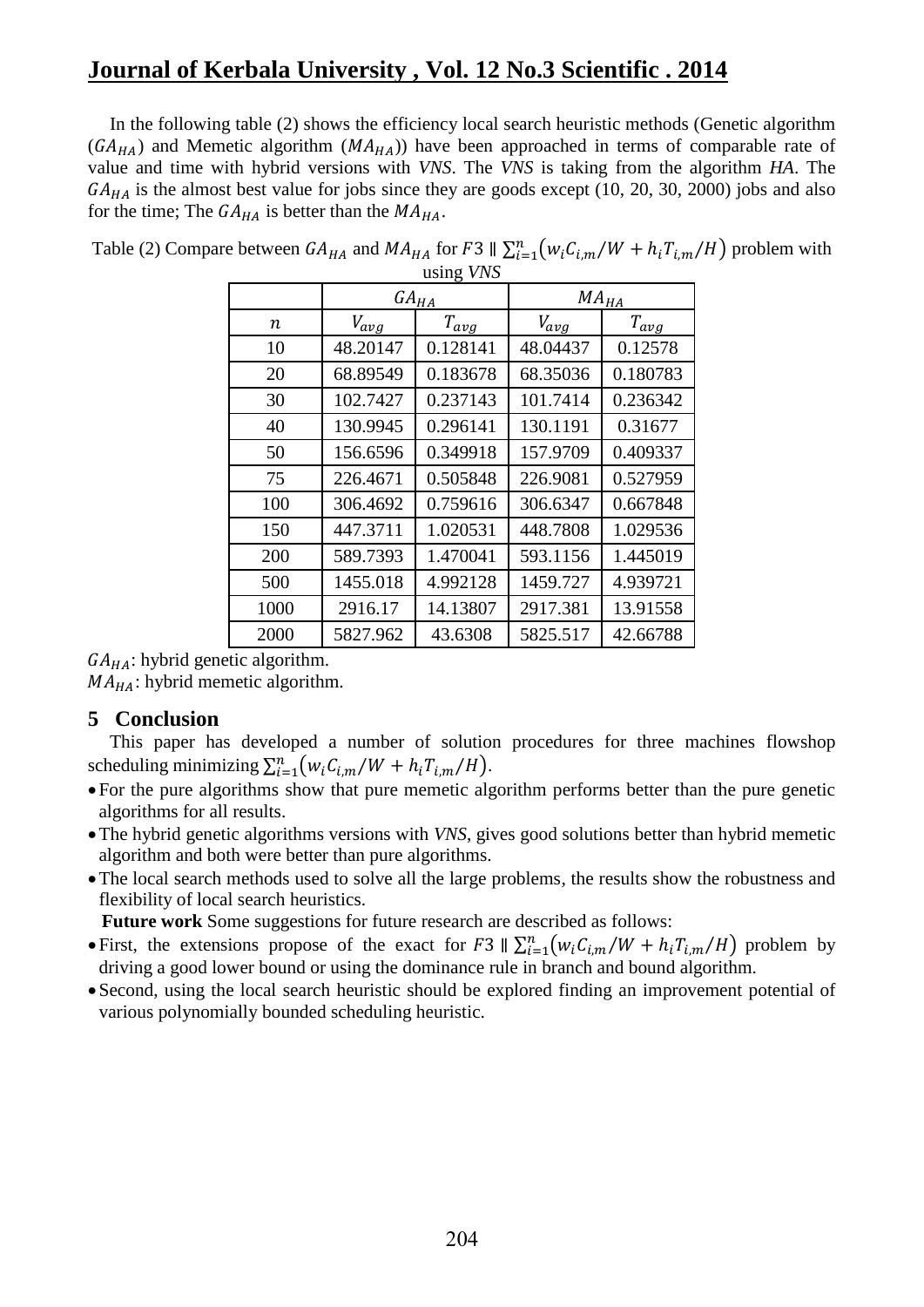In the following table (2) shows the efficiency local search heuristic methods (Genetic algorithm ($GA_{HA}$) and Memetic algorithm ($MA_{HA}$)) have been approached in terms of comparable rate of value and time with hybrid versions with *VNS*. The *VNS* is taking from the algorithm *HA*. The $GA_{HA}$ is the almost best value for jobs since they are goods except (10, 20, 30, 2000) jobs and also for the time; The $GA_{HA}$ is better than the $MA_{HA}$.

Table (2) Compare between $GA_{HA}$ and $MA_{HA}$ for $F3 \parallel \sum_{i=1}^{n}\left(w_i C_{i,m}/W + h_i T_{i,m}/H\right)$ problem with using *VNS*

| | $GA_{HA}$ | | $MA_{HA}$ | |
|---|---|---|---|---|
| $n$ | $V_{avg}$ | $T_{avg}$ | $V_{avg}$ | $T_{avg}$ |
| 10 | 48.20147 | 0.128141 | 48.04437 | 0.12578 |
| 20 | 68.89549 | 0.183678 | 68.35036 | 0.180783 |
| 30 | 102.7427 | 0.237143 | 101.7414 | 0.236342 |
| 40 | 130.9945 | 0.296141 | 130.1191 | 0.31677 |
| 50 | 156.6596 | 0.349918 | 157.9709 | 0.409337 |
| 75 | 226.4671 | 0.505848 | 226.9081 | 0.527959 |
| 100 | 306.4692 | 0.759616 | 306.6347 | 0.667848 |
| 150 | 447.3711 | 1.020531 | 448.7808 | 1.029536 |
| 200 | 589.7393 | 1.470041 | 593.1156 | 1.445019 |
| 500 | 1455.018 | 4.992128 | 1459.727 | 4.939721 |
| 1000 | 2916.17 | 14.13807 | 2917.381 | 13.91558 |
| 2000 | 5827.962 | 43.6308 | 5825.517 | 42.66788 |

$GA_{HA}$: hybrid genetic algorithm.
$MA_{HA}$: hybrid memetic algorithm.

## 5 Conclusion

This paper has developed a number of solution procedures for three machines flowshop scheduling minimizing $\sum_{i=1}^{n}\left(w_i C_{i,m}/W + h_i T_{i,m}/H\right)$.

- For the pure algorithms show that pure memetic algorithm performs better than the pure genetic algorithms for all results.
- The hybrid genetic algorithms versions with *VNS*, gives good solutions better than hybrid memetic algorithm and both were better than pure algorithms.
- The local search methods used to solve all the large problems, the results show the robustness and flexibility of local search heuristics.

**Future work** Some suggestions for future research are described as follows:

- First, the extensions propose of the exact for $F3 \parallel \sum_{i=1}^{n}\left(w_i C_{i,m}/W + h_i T_{i,m}/H\right)$ problem by driving a good lower bound or using the dominance rule in branch and bound algorithm.
- Second, using the local search heuristic should be explored finding an improvement potential of various polynomially bounded scheduling heuristic.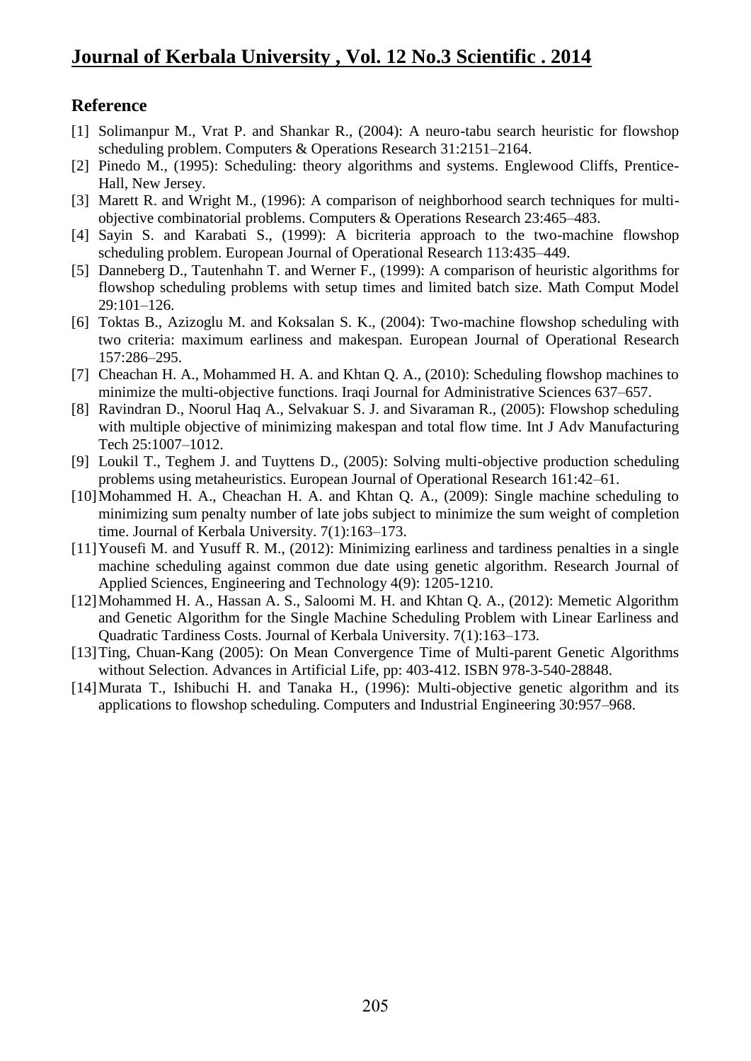## Reference

[1] Solimanpur M., Vrat P. and Shankar R., (2004): A neuro-tabu search heuristic for flowshop scheduling problem. Computers & Operations Research 31:2151–2164.

[2] Pinedo M., (1995): Scheduling: theory algorithms and systems. Englewood Cliffs, Prentice-Hall, New Jersey.

[3] Marett R. and Wright M., (1996): A comparison of neighborhood search techniques for multi-objective combinatorial problems. Computers & Operations Research 23:465–483.

[4] Sayin S. and Karabati S., (1999): A bicriteria approach to the two-machine flowshop scheduling problem. European Journal of Operational Research 113:435–449.

[5] Danneberg D., Tautenhahn T. and Werner F., (1999): A comparison of heuristic algorithms for flowshop scheduling problems with setup times and limited batch size. Math Comput Model 29:101–126.

[6] Toktas B., Azizoglu M. and Koksalan S. K., (2004): Two-machine flowshop scheduling with two criteria: maximum earliness and makespan. European Journal of Operational Research 157:286–295.

[7] Cheachan H. A., Mohammed H. A. and Khtan Q. A., (2010): Scheduling flowshop machines to minimize the multi-objective functions. Iraqi Journal for Administrative Sciences 637–657.

[8] Ravindran D., Noorul Haq A., Selvakuar S. J. and Sivaraman R., (2005): Flowshop scheduling with multiple objective of minimizing makespan and total flow time. Int J Adv Manufacturing Tech 25:1007–1012.

[9] Loukil T., Teghem J. and Tuyttens D., (2005): Solving multi-objective production scheduling problems using metaheuristics. European Journal of Operational Research 161:42–61.

[10] Mohammed H. A., Cheachan H. A. and Khtan Q. A., (2009): Single machine scheduling to minimizing sum penalty number of late jobs subject to minimize the sum weight of completion time. Journal of Kerbala University. 7(1):163–173.

[11] Yousefi M. and Yusuff R. M., (2012): Minimizing earliness and tardiness penalties in a single machine scheduling against common due date using genetic algorithm. Research Journal of Applied Sciences, Engineering and Technology 4(9): 1205-1210.

[12] Mohammed H. A., Hassan A. S., Saloomi M. H. and Khtan Q. A., (2012): Memetic Algorithm and Genetic Algorithm for the Single Machine Scheduling Problem with Linear Earliness and Quadratic Tardiness Costs. Journal of Kerbala University. 7(1):163–173.

[13] Ting, Chuan-Kang (2005): On Mean Convergence Time of Multi-parent Genetic Algorithms without Selection. Advances in Artificial Life, pp: 403-412. ISBN 978-3-540-28848.

[14] Murata T., Ishibuchi H. and Tanaka H., (1996): Multi-objective genetic algorithm and its applications to flowshop scheduling. Computers and Industrial Engineering 30:957–968.